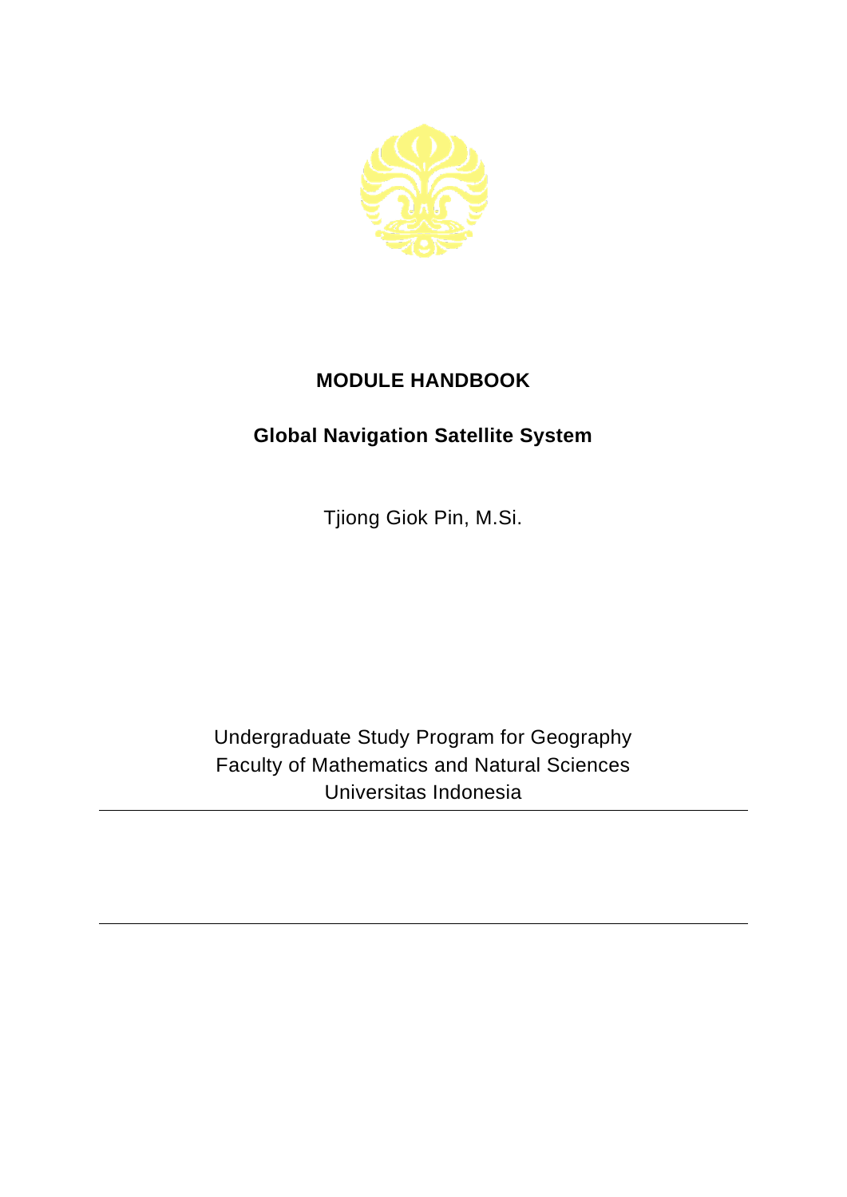# MODULE HANDBOOK

## Global Navigation Satellite System

Tjiong Giok Pin, M.Si.

Undergraduate Study Program for Geography
Faculty of Mathematics and Natural Sciences
Universitas Indonesia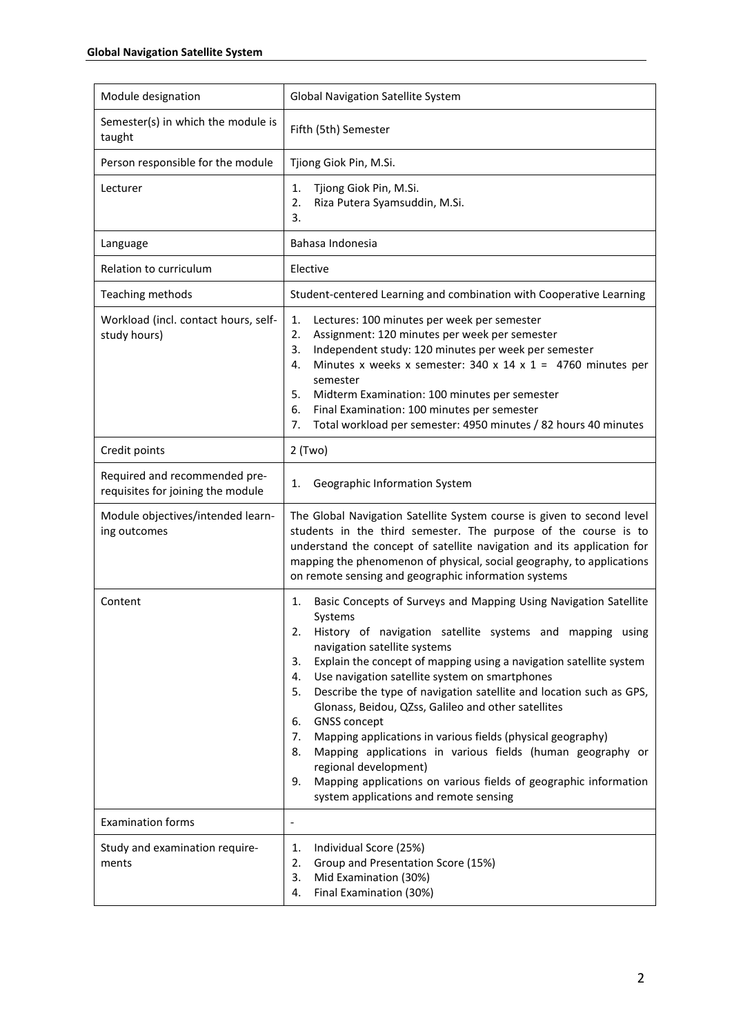| Module designation | Global Navigation Satellite System |
|---|---|
| Semester(s) in which the module is taught | Fifth (5th) Semester |
| Person responsible for the module | Tjiong Giok Pin, M.Si. |
| Lecturer | 1. Tjiong Giok Pin, M.Si.<br>2. Riza Putera Syamsuddin, M.Si.<br>3. |
| Language | Bahasa Indonesia |
| Relation to curriculum | Elective |
| Teaching methods | Student-centered Learning and combination with Cooperative Learning |
| Workload (incl. contact hours, self-study hours) | 1. Lectures: 100 minutes per week per semester<br>2. Assignment: 120 minutes per week per semester<br>3. Independent study: 120 minutes per week per semester<br>4. Minutes x weeks x semester: 340 x 14 x 1 = 4760 minutes per semester<br>5. Midterm Examination: 100 minutes per semester<br>6. Final Examination: 100 minutes per semester<br>7. Total workload per semester: 4950 minutes / 82 hours 40 minutes |
| Credit points | 2 (Two) |
| Required and recommended pre-requisites for joining the module | 1. Geographic Information System |
| Module objectives/intended learning outcomes | The Global Navigation Satellite System course is given to second level students in the third semester. The purpose of the course is to understand the concept of satellite navigation and its application for mapping the phenomenon of physical, social geography, to applications on remote sensing and geographic information systems |
| Content | 1. Basic Concepts of Surveys and Mapping Using Navigation Satellite Systems<br>2. History of navigation satellite systems and mapping using navigation satellite systems<br>3. Explain the concept of mapping using a navigation satellite system<br>4. Use navigation satellite system on smartphones<br>5. Describe the type of navigation satellite and location such as GPS, Glonass, Beidou, QZss, Galileo and other satellites<br>6. GNSS concept<br>7. Mapping applications in various fields (physical geography)<br>8. Mapping applications in various fields (human geography or regional development)<br>9. Mapping applications on various fields of geographic information system applications and remote sensing |
| Examination forms | - |
| Study and examination requirements | 1. Individual Score (25%)<br>2. Group and Presentation Score (15%)<br>3. Mid Examination (30%)<br>4. Final Examination (30%) |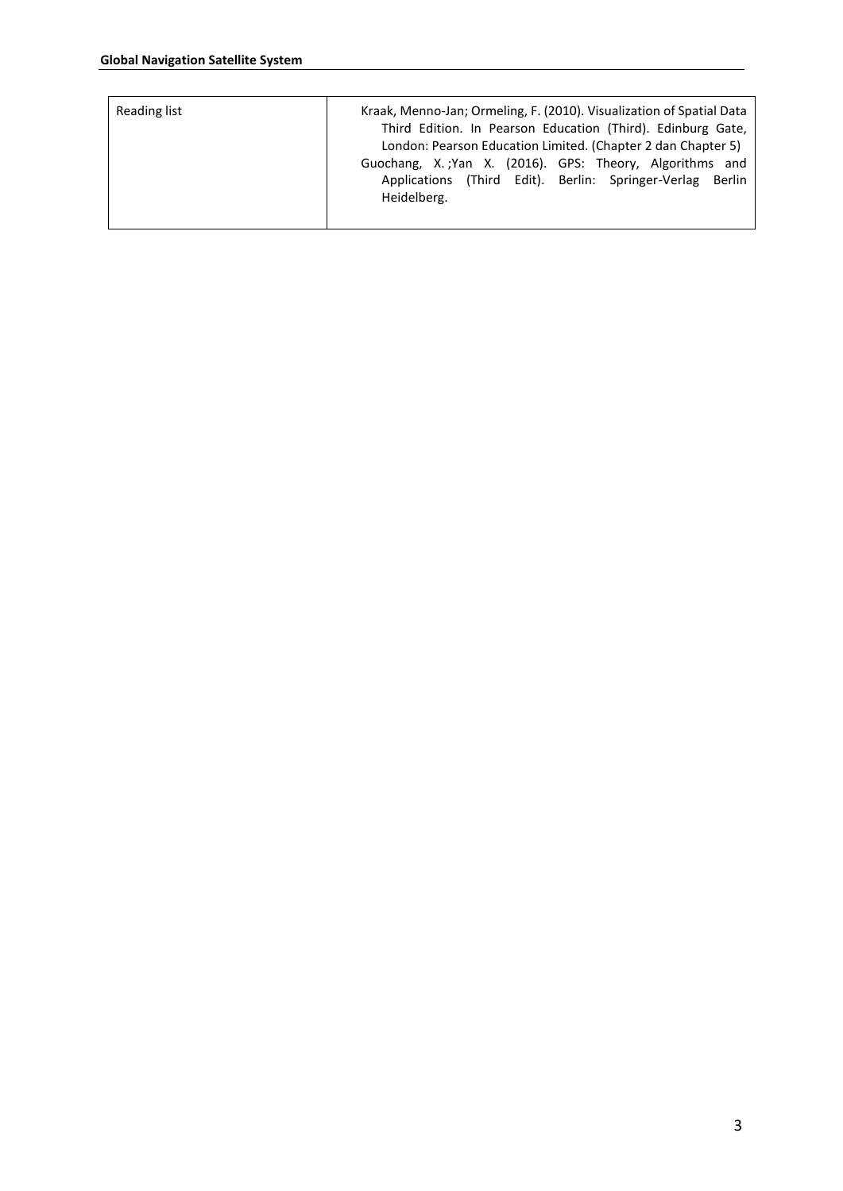| | |
|---|---|
| Reading list | Kraak, Menno-Jan; Ormeling, F. (2010). Visualization of Spatial Data Third Edition. In Pearson Education (Third). Edinburg Gate, London: Pearson Education Limited. (Chapter 2 dan Chapter 5)<br>Guochang, X. ;Yan X. (2016). GPS: Theory, Algorithms and Applications (Third Edit). Berlin: Springer-Verlag Berlin Heidelberg. |